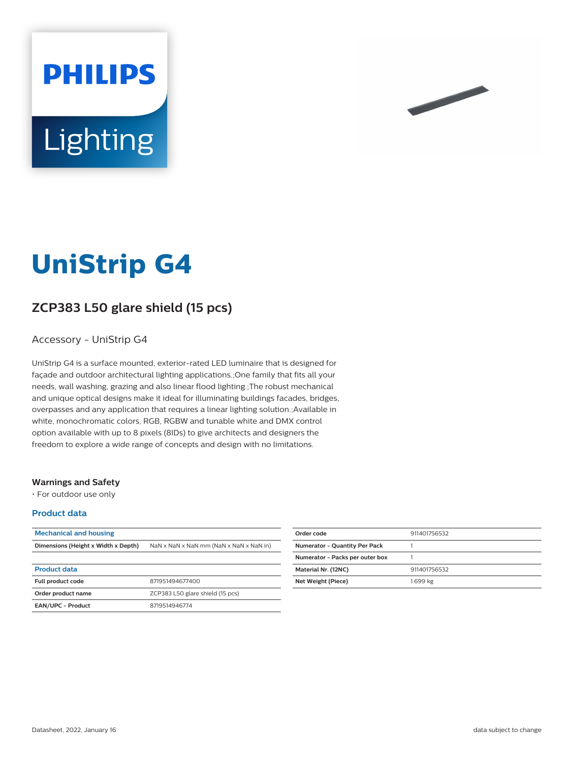# UniStrip G4

## ZCP383 L50 glare shield (15 pcs)

Accessory - UniStrip G4

UniStrip G4 is a surface mounted, exterior-rated LED luminaire that is designed for façade and outdoor architectural lighting applications.;One family that fits all your needs, wall washing, grazing and also linear flood lighting.;The robust mechanical and unique optical designs make it ideal for illuminating buildings facades, bridges, overpasses and any application that requires a linear lighting solution.;Available in white, monochromatic colors, RGB, RGBW and tunable white and DMX control option available with up to 8 pixels (8IDs) to give architects and designers the freedom to explore a wide range of concepts and design with no limitations.

#### Warnings and Safety

- For outdoor use only

### Product data

| Mechanical and housing | |
|---|---|
| Dimensions (Height x Width x Depth) | NaN x NaN x NaN mm (NaN x NaN x NaN in) |

| Product data | |
|---|---|
| Full product code | 871951494677400 |
| Order product name | ZCP383 L50 glare shield (15 pcs) |
| EAN/UPC - Product | 8719514946774 |

| | |
|---|---|
| Order code | 911401756532 |
| Numerator - Quantity Per Pack | 1 |
| Numerator - Packs per outer box | 1 |
| Material Nr. (12NC) | 911401756532 |
| Net Weight (Piece) | 1.699 kg |

Datasheet, 2022, January 16

data subject to change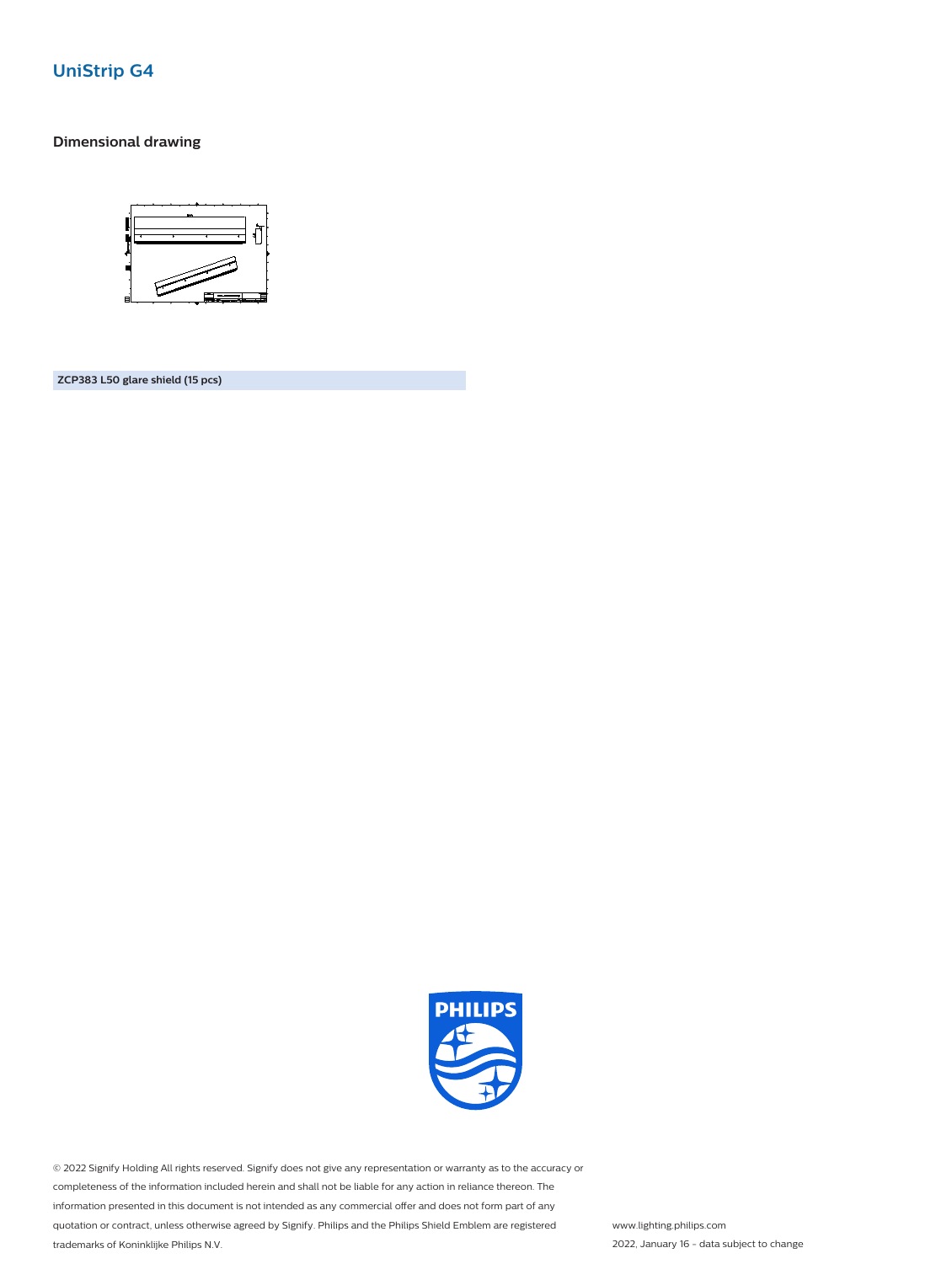## UniStrip G4

### Dimensional drawing

**ZCP383 L50 glare shield (15 pcs)**

© 2022 Signify Holding All rights reserved. Signify does not give any representation or warranty as to the accuracy or completeness of the information included herein and shall not be liable for any action in reliance thereon. The information presented in this document is not intended as any commercial offer and does not form part of any quotation or contract, unless otherwise agreed by Signify. Philips and the Philips Shield Emblem are registered trademarks of Koninklijke Philips N.V.

www.lighting.philips.com

2022, January 16 - data subject to change